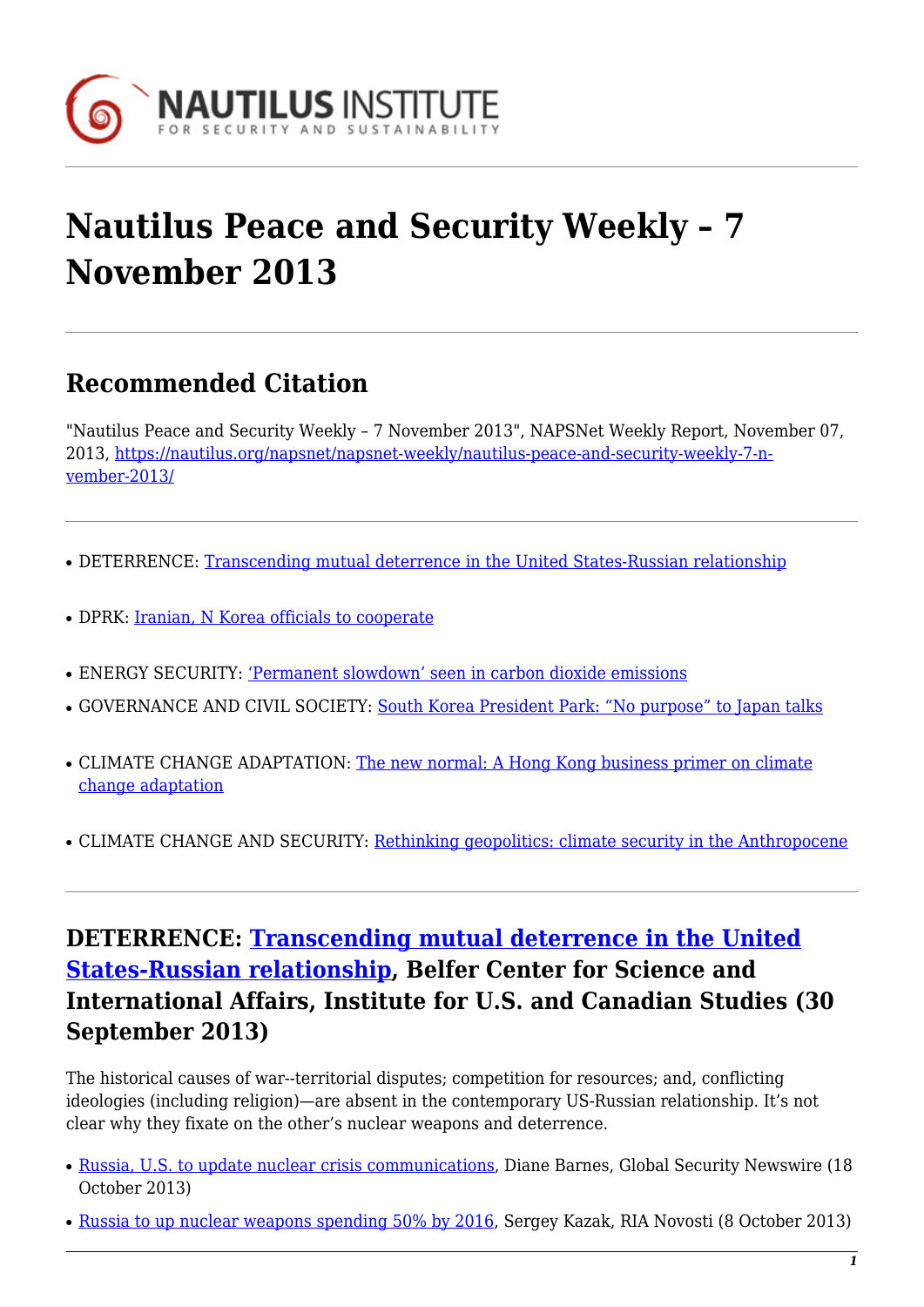# Nautilus Peace and Security Weekly – 7 November 2013

## Recommended Citation

"Nautilus Peace and Security Weekly – 7 November 2013", NAPSNet Weekly Report, November 07, 2013, https://nautilus.org/napsnet/napsnet-weekly/nautilus-peace-and-security-weekly-7-n-vember-2013/

- DETERRENCE: Transcending mutual deterrence in the United States-Russian relationship
- DPRK: Iranian, N Korea officials to cooperate
- ENERGY SECURITY: 'Permanent slowdown' seen in carbon dioxide emissions
- GOVERNANCE AND CIVIL SOCIETY: South Korea President Park: "No purpose" to Japan talks
- CLIMATE CHANGE ADAPTATION: The new normal: A Hong Kong business primer on climate change adaptation
- CLIMATE CHANGE AND SECURITY: Rethinking geopolitics: climate security in the Anthropocene

## DETERRENCE: Transcending mutual deterrence in the United States-Russian relationship, Belfer Center for Science and International Affairs, Institute for U.S. and Canadian Studies (30 September 2013)

The historical causes of war--territorial disputes; competition for resources; and, conflicting ideologies (including religion)—are absent in the contemporary US-Russian relationship. It's not clear why they fixate on the other's nuclear weapons and deterrence.

- Russia, U.S. to update nuclear crisis communications, Diane Barnes, Global Security Newswire (18 October 2013)
- Russia to up nuclear weapons spending 50% by 2016, Sergey Kazak, RIA Novosti (8 October 2013)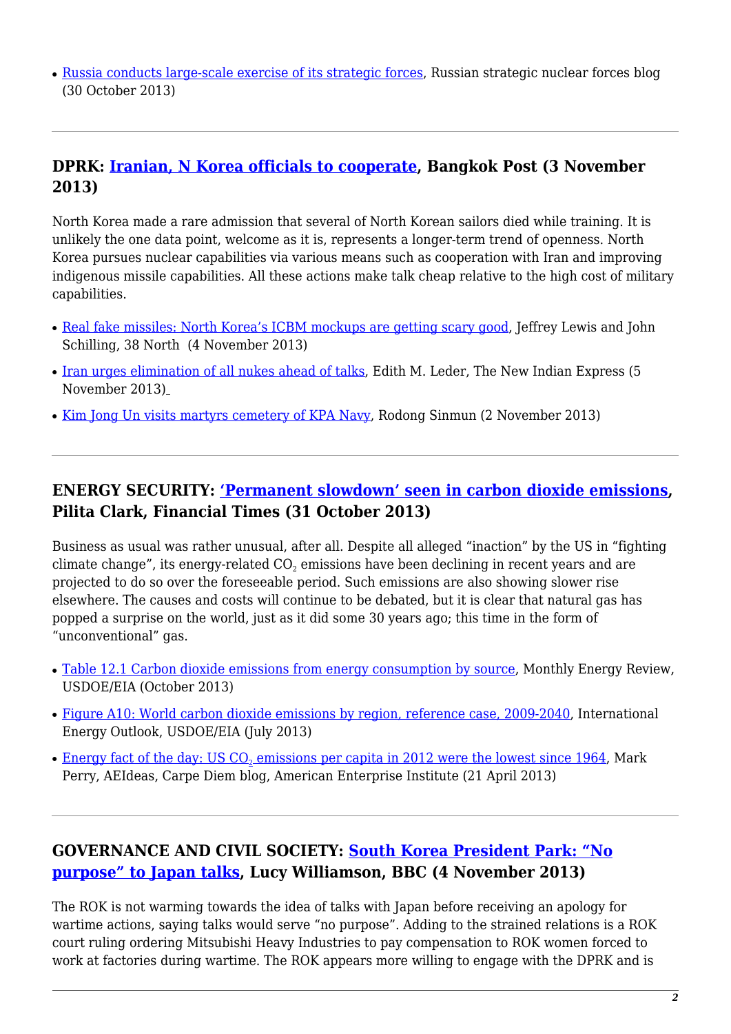- Russia conducts large-scale exercise of its strategic forces, Russian strategic nuclear forces blog (30 October 2013)

---

### DPRK: Iranian, N Korea officials to cooperate, Bangkok Post (3 November 2013)

North Korea made a rare admission that several of North Korean sailors died while training. It is unlikely the one data point, welcome as it is, represents a longer-term trend of openness. North Korea pursues nuclear capabilities via various means such as cooperation with Iran and improving indigenous missile capabilities. All these actions make talk cheap relative to the high cost of military capabilities.

- Real fake missiles: North Korea's ICBM mockups are getting scary good, Jeffrey Lewis and John Schilling, 38 North (4 November 2013)
- Iran urges elimination of all nukes ahead of talks, Edith M. Leder, The New Indian Express (5 November 2013)
- Kim Jong Un visits martyrs cemetery of KPA Navy, Rodong Sinmun (2 November 2013)

---

### ENERGY SECURITY: 'Permanent slowdown' seen in carbon dioxide emissions, Pilita Clark, Financial Times (31 October 2013)

Business as usual was rather unusual, after all. Despite all alleged "inaction" by the US in "fighting climate change", its energy-related $CO_2$ emissions have been declining in recent years and are projected to do so over the foreseeable period. Such emissions are also showing slower rise elsewhere. The causes and costs will continue to be debated, but it is clear that natural gas has popped a surprise on the world, just as it did some 30 years ago; this time in the form of "unconventional" gas.

- Table 12.1 Carbon dioxide emissions from energy consumption by source, Monthly Energy Review, USDOE/EIA (October 2013)
- Figure A10: World carbon dioxide emissions by region, reference case, 2009-2040, International Energy Outlook, USDOE/EIA (July 2013)
- Energy fact of the day: US $CO_2$ emissions per capita in 2012 were the lowest since 1964, Mark Perry, AEIdeas, Carpe Diem blog, American Enterprise Institute (21 April 2013)

---

### GOVERNANCE AND CIVIL SOCIETY: South Korea President Park: "No purpose" to Japan talks, Lucy Williamson, BBC (4 November 2013)

The ROK is not warming towards the idea of talks with Japan before receiving an apology for wartime actions, saying talks would serve "no purpose". Adding to the strained relations is a ROK court ruling ordering Mitsubishi Heavy Industries to pay compensation to ROK women forced to work at factories during wartime. The ROK appears more willing to engage with the DPRK and is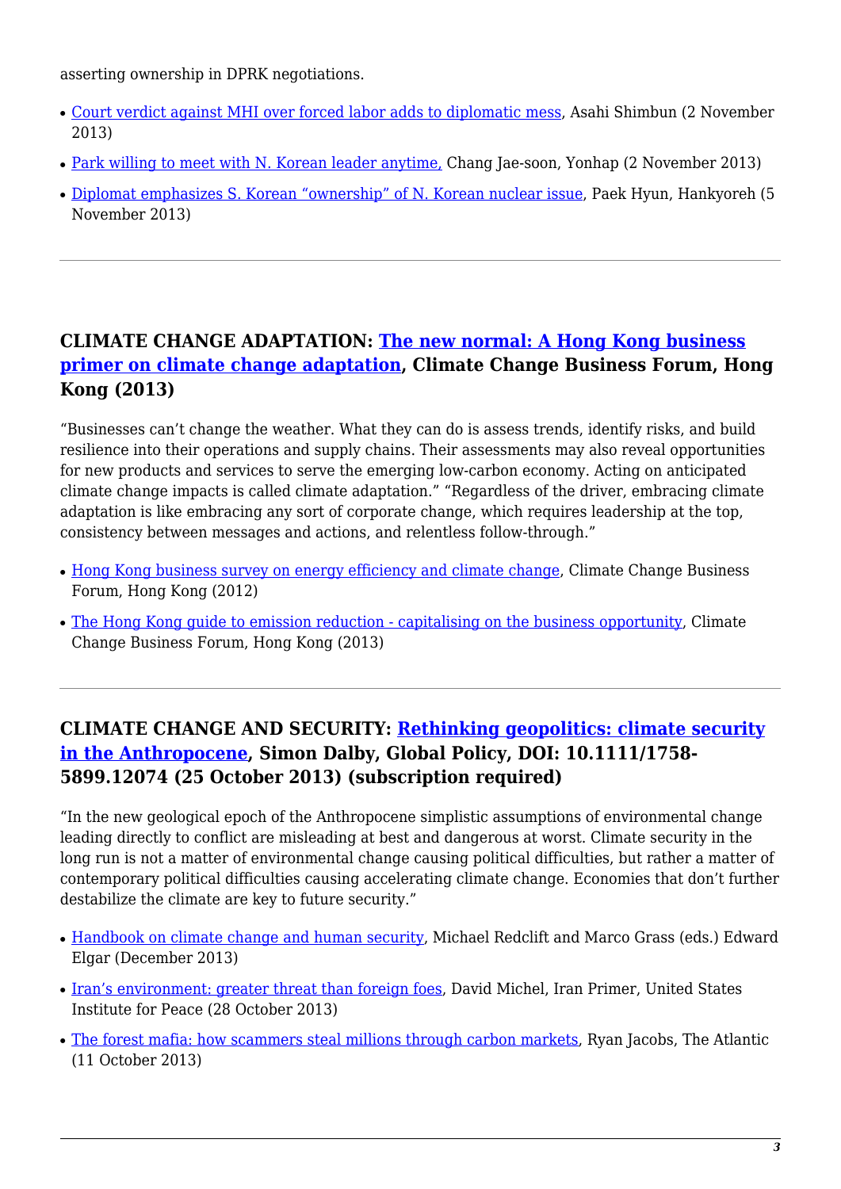asserting ownership in DPRK negotiations.

- Court verdict against MHI over forced labor adds to diplomatic mess, Asahi Shimbun (2 November 2013)
- Park willing to meet with N. Korean leader anytime, Chang Jae-soon, Yonhap (2 November 2013)
- Diplomat emphasizes S. Korean "ownership" of N. Korean nuclear issue, Paek Hyun, Hankyoreh (5 November 2013)

---

### CLIMATE CHANGE ADAPTATION: The new normal: A Hong Kong business primer on climate change adaptation, Climate Change Business Forum, Hong Kong (2013)

"Businesses can't change the weather. What they can do is assess trends, identify risks, and build resilience into their operations and supply chains. Their assessments may also reveal opportunities for new products and services to serve the emerging low-carbon economy. Acting on anticipated climate change impacts is called climate adaptation." "Regardless of the driver, embracing climate adaptation is like embracing any sort of corporate change, which requires leadership at the top, consistency between messages and actions, and relentless follow-through."

- Hong Kong business survey on energy efficiency and climate change, Climate Change Business Forum, Hong Kong (2012)
- The Hong Kong guide to emission reduction - capitalising on the business opportunity, Climate Change Business Forum, Hong Kong (2013)

---

### CLIMATE CHANGE AND SECURITY: Rethinking geopolitics: climate security in the Anthropocene, Simon Dalby, Global Policy, DOI: 10.1111/1758-5899.12074 (25 October 2013) (subscription required)

"In the new geological epoch of the Anthropocene simplistic assumptions of environmental change leading directly to conflict are misleading at best and dangerous at worst. Climate security in the long run is not a matter of environmental change causing political difficulties, but rather a matter of contemporary political difficulties causing accelerating climate change. Economies that don't further destabilize the climate are key to future security."

- Handbook on climate change and human security, Michael Redclift and Marco Grass (eds.) Edward Elgar (December 2013)
- Iran's environment: greater threat than foreign foes, David Michel, Iran Primer, United States Institute for Peace (28 October 2013)
- The forest mafia: how scammers steal millions through carbon markets, Ryan Jacobs, The Atlantic (11 October 2013)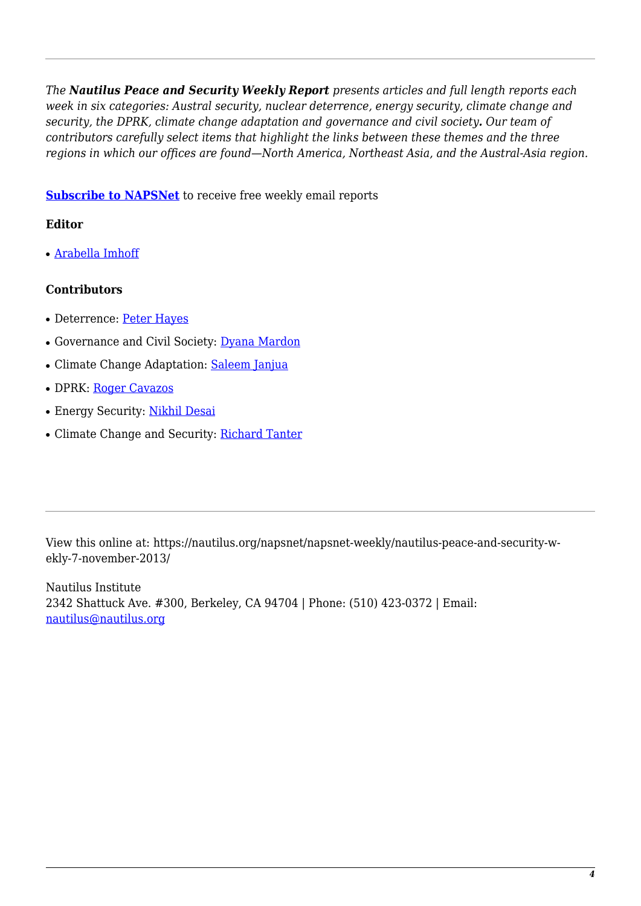*The **Nautilus Peace and Security Weekly Report** presents articles and full length reports each week in six categories: Austral security, nuclear deterrence, energy security, climate change and security, the DPRK, climate change adaptation and governance and civil society**.** Our team of contributors carefully select items that highlight the links between these themes and the three regions in which our offices are found—North America, Northeast Asia, and the Austral-Asia region.*

**Subscribe to NAPSNet** to receive free weekly email reports

**Editor**

- Arabella Imhoff

**Contributors**

- Deterrence: Peter Hayes
- Governance and Civil Society: Dyana Mardon
- Climate Change Adaptation: Saleem Janjua
- DPRK: Roger Cavazos
- Energy Security: Nikhil Desai
- Climate Change and Security: Richard Tanter

View this online at: https://nautilus.org/napsnet/napsnet-weekly/nautilus-peace-and-security-weekly-7-november-2013/

Nautilus Institute
2342 Shattuck Ave. #300, Berkeley, CA 94704 | Phone: (510) 423-0372 | Email: nautilus@nautilus.org